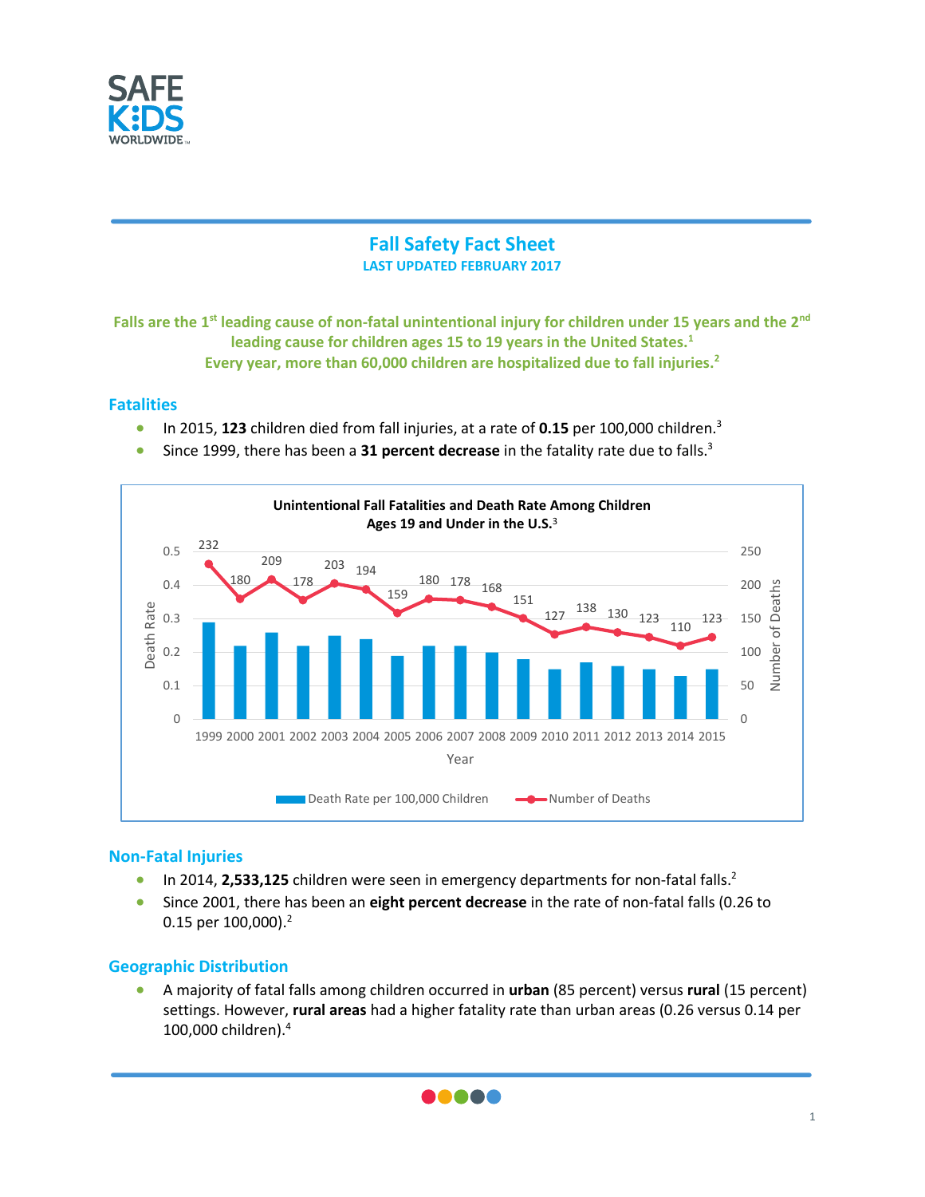# Fall Safety Fact Sheet

**LAST UPDATED FEBRUARY 2017**

**Falls are the 1st leading cause of non-fatal unintentional injury for children under 15 years and the 2nd leading cause for children ages 15 to 19 years in the United States.[1]**
**Every year, more than 60,000 children are hospitalized due to fall injuries.[2]**

## Fatalities

- In 2015, **123** children died from fall injuries, at a rate of **0.15** per 100,000 children.[3]
- Since 1999, there has been a **31 percent decrease** in the fatality rate due to falls.[3]

**Unintentional Fall Fatalities and Death Rate Among Children Ages 19 and Under in the U.S.[3]**

| Year | 1999 | 2000 | 2001 | 2002 | 2003 | 2004 | 2005 | 2006 | 2007 | 2008 | 2009 | 2010 | 2011 | 2012 | 2013 | 2014 | 2015 |
|---|---|---|---|---|---|---|---|---|---|---|---|---|---|---|---|---|---|
| Number of Deaths | 232 | 180 | 209 | 178 | 203 | 194 | 159 | 180 | 178 | 168 | 151 | 127 | 138 | 130 | 123 | 110 | 123 |

Death Rate per 100,000 Children — Number of Deaths

## Non-Fatal Injuries

- In 2014, **2,533,125** children were seen in emergency departments for non-fatal falls.[2]
- Since 2001, there has been an **eight percent decrease** in the rate of non-fatal falls (0.26 to 0.15 per 100,000).[2]

## Geographic Distribution

- A majority of fatal falls among children occurred in **urban** (85 percent) versus **rural** (15 percent) settings. However, **rural areas** had a higher fatality rate than urban areas (0.26 versus 0.14 per 100,000 children).[4]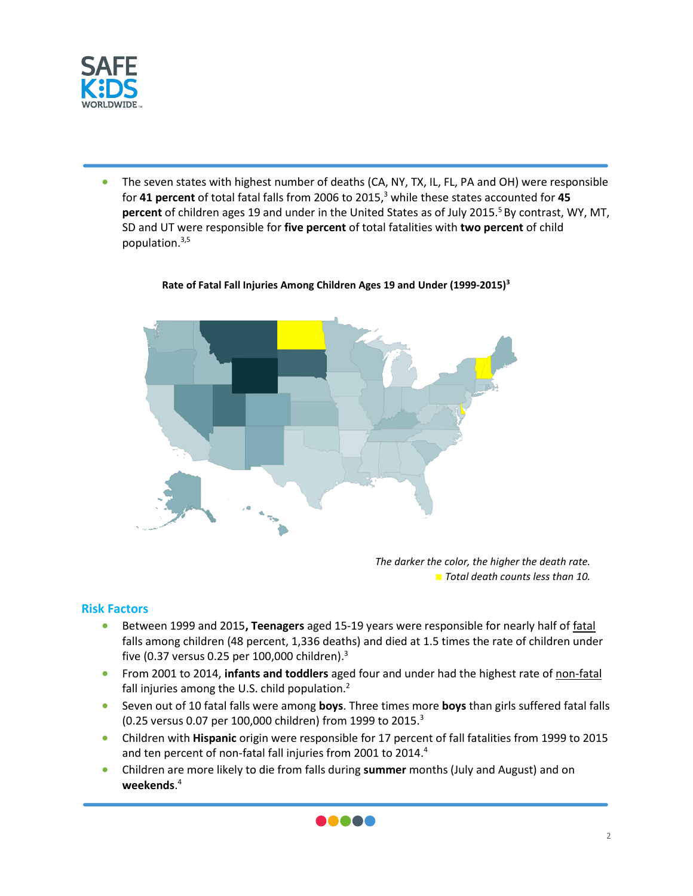- The seven states with highest number of deaths (CA, NY, TX, IL, FL, PA and OH) were responsible for **41 percent** of total fatal falls from 2006 to 2015,[3] while these states accounted for **45 percent** of children ages 19 and under in the United States as of July 2015.[5] By contrast, WY, MT, SD and UT were responsible for **five percent** of total fatalities with **two percent** of child population.[3,5]

**Rate of Fatal Fall Injuries Among Children Ages 19 and Under (1999-2015)[3]**

*The darker the color, the higher the death rate.*

*Total death counts less than 10.*

## Risk Factors

- Between 1999 and 2015**, Teenagers** aged 15-19 years were responsible for nearly half of fatal falls among children (48 percent, 1,336 deaths) and died at 1.5 times the rate of children under five (0.37 versus 0.25 per 100,000 children).[3]
- From 2001 to 2014, **infants and toddlers** aged four and under had the highest rate of non-fatal fall injuries among the U.S. child population.[2]
- Seven out of 10 fatal falls were among **boys**. Three times more **boys** than girls suffered fatal falls (0.25 versus 0.07 per 100,000 children) from 1999 to 2015.[3]
- Children with **Hispanic** origin were responsible for 17 percent of fall fatalities from 1999 to 2015 and ten percent of non-fatal fall injuries from 2001 to 2014.[4]
- Children are more likely to die from falls during **summer** months (July and August) and on **weekends**.[4]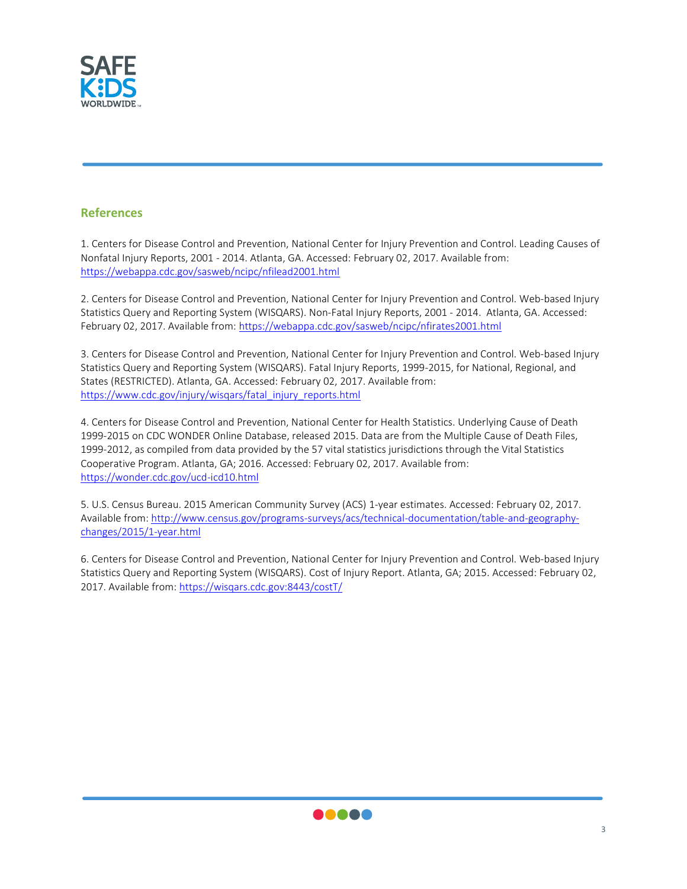## References

1. Centers for Disease Control and Prevention, National Center for Injury Prevention and Control. Leading Causes of Nonfatal Injury Reports, 2001 - 2014. Atlanta, GA. Accessed: February 02, 2017. Available from: https://webappa.cdc.gov/sasweb/ncipc/nfilead2001.html

2. Centers for Disease Control and Prevention, National Center for Injury Prevention and Control. Web-based Injury Statistics Query and Reporting System (WISQARS). Non-Fatal Injury Reports, 2001 - 2014. Atlanta, GA. Accessed: February 02, 2017. Available from: https://webappa.cdc.gov/sasweb/ncipc/nfirates2001.html

3. Centers for Disease Control and Prevention, National Center for Injury Prevention and Control. Web-based Injury Statistics Query and Reporting System (WISQARS). Fatal Injury Reports, 1999-2015, for National, Regional, and States (RESTRICTED). Atlanta, GA. Accessed: February 02, 2017. Available from: https://www.cdc.gov/injury/wisqars/fatal_injury_reports.html

4. Centers for Disease Control and Prevention, National Center for Health Statistics. Underlying Cause of Death 1999-2015 on CDC WONDER Online Database, released 2015. Data are from the Multiple Cause of Death Files, 1999-2012, as compiled from data provided by the 57 vital statistics jurisdictions through the Vital Statistics Cooperative Program. Atlanta, GA; 2016. Accessed: February 02, 2017. Available from: https://wonder.cdc.gov/ucd-icd10.html

5. U.S. Census Bureau. 2015 American Community Survey (ACS) 1-year estimates. Accessed: February 02, 2017. Available from: http://www.census.gov/programs-surveys/acs/technical-documentation/table-and-geography-changes/2015/1-year.html

6. Centers for Disease Control and Prevention, National Center for Injury Prevention and Control. Web-based Injury Statistics Query and Reporting System (WISQARS). Cost of Injury Report. Atlanta, GA; 2015. Accessed: February 02, 2017. Available from: https://wisqars.cdc.gov:8443/costT/